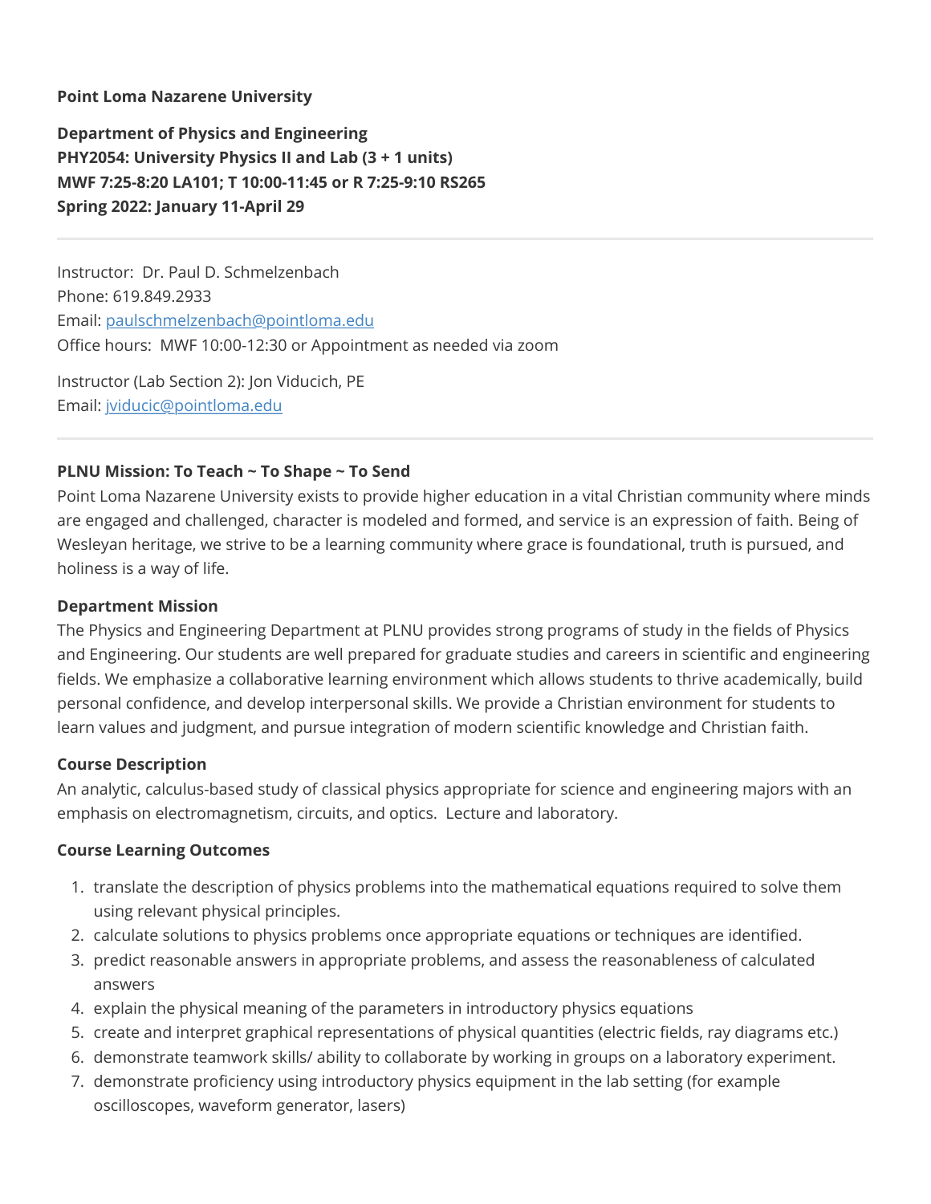**Point Loma Nazarene University**

**Department of Physics and Engineering**
**PHY2054: University Physics II and Lab (3 + 1 units)**
**MWF 7:25-8:20 LA101; T 10:00-11:45 or R 7:25-9:10 RS265**
**Spring 2022: January 11-April 29**

---

Instructor: Dr. Paul D. Schmelzenbach
Phone: 619.849.2933
Email: [paulschmelzenbach@pointloma.edu](mailto:paulschmelzenbach@pointloma.edu)
Office hours: MWF 10:00-12:30 or Appointment as needed via zoom

Instructor (Lab Section 2): Jon Viducich, PE
Email: [jviducic@pointloma.edu](mailto:jviducic@pointloma.edu)

---

### PLNU Mission: To Teach ~ To Shape ~ To Send

Point Loma Nazarene University exists to provide higher education in a vital Christian community where minds are engaged and challenged, character is modeled and formed, and service is an expression of faith. Being of Wesleyan heritage, we strive to be a learning community where grace is foundational, truth is pursued, and holiness is a way of life.

### Department Mission

The Physics and Engineering Department at PLNU provides strong programs of study in the fields of Physics and Engineering. Our students are well prepared for graduate studies and careers in scientific and engineering fields. We emphasize a collaborative learning environment which allows students to thrive academically, build personal confidence, and develop interpersonal skills. We provide a Christian environment for students to learn values and judgment, and pursue integration of modern scientific knowledge and Christian faith.

### Course Description

An analytic, calculus-based study of classical physics appropriate for science and engineering majors with an emphasis on electromagnetism, circuits, and optics. Lecture and laboratory.

### Course Learning Outcomes

1. translate the description of physics problems into the mathematical equations required to solve them using relevant physical principles.
2. calculate solutions to physics problems once appropriate equations or techniques are identified.
3. predict reasonable answers in appropriate problems, and assess the reasonableness of calculated answers
4. explain the physical meaning of the parameters in introductory physics equations
5. create and interpret graphical representations of physical quantities (electric fields, ray diagrams etc.)
6. demonstrate teamwork skills/ ability to collaborate by working in groups on a laboratory experiment.
7. demonstrate proficiency using introductory physics equipment in the lab setting (for example oscilloscopes, waveform generator, lasers)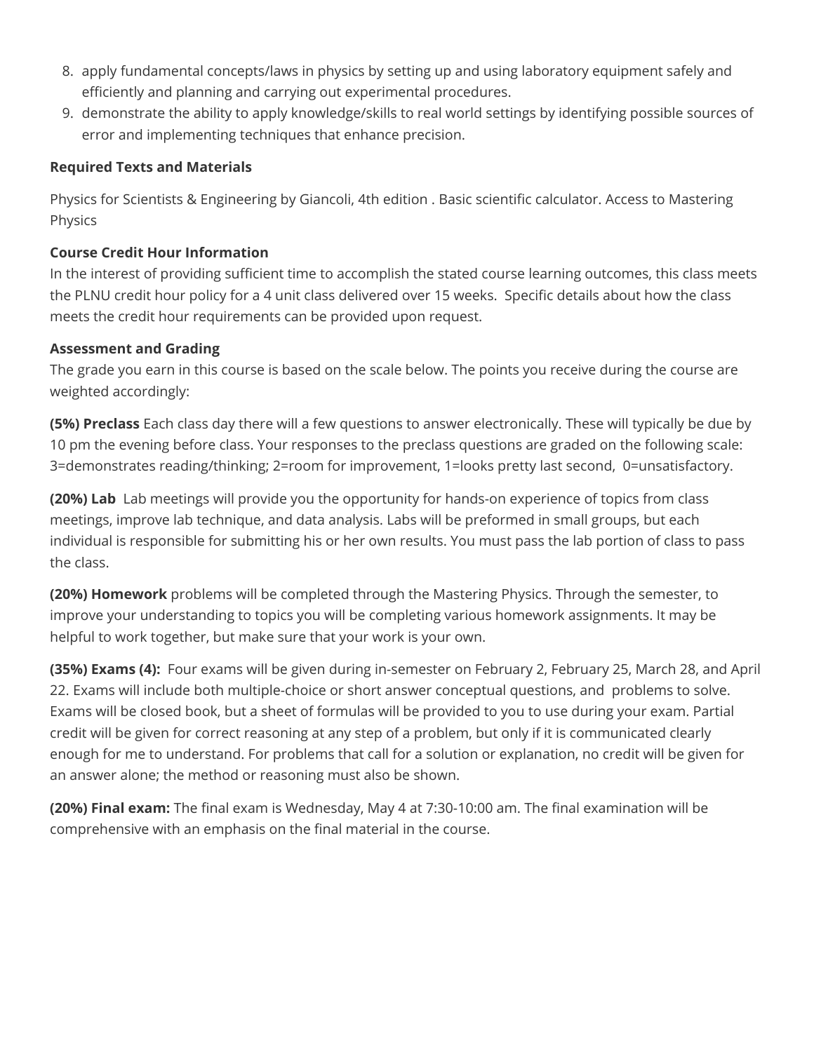8. apply fundamental concepts/laws in physics by setting up and using laboratory equipment safely and efficiently and planning and carrying out experimental procedures.
9. demonstrate the ability to apply knowledge/skills to real world settings by identifying possible sources of error and implementing techniques that enhance precision.

**Required Texts and Materials**

Physics for Scientists & Engineering by Giancoli, 4th edition . Basic scientific calculator. Access to Mastering Physics

**Course Credit Hour Information**

In the interest of providing sufficient time to accomplish the stated course learning outcomes, this class meets the PLNU credit hour policy for a 4 unit class delivered over 15 weeks. Specific details about how the class meets the credit hour requirements can be provided upon request.

**Assessment and Grading**

The grade you earn in this course is based on the scale below. The points you receive during the course are weighted accordingly:

**(5%) Preclass** Each class day there will a few questions to answer electronically. These will typically be due by 10 pm the evening before class. Your responses to the preclass questions are graded on the following scale: 3=demonstrates reading/thinking; 2=room for improvement, 1=looks pretty last second, 0=unsatisfactory.

**(20%) Lab** Lab meetings will provide you the opportunity for hands-on experience of topics from class meetings, improve lab technique, and data analysis. Labs will be preformed in small groups, but each individual is responsible for submitting his or her own results. You must pass the lab portion of class to pass the class.

**(20%) Homework** problems will be completed through the Mastering Physics. Through the semester, to improve your understanding to topics you will be completing various homework assignments. It may be helpful to work together, but make sure that your work is your own.

**(35%) Exams (4):** Four exams will be given during in-semester on February 2, February 25, March 28, and April 22. Exams will include both multiple-choice or short answer conceptual questions, and problems to solve. Exams will be closed book, but a sheet of formulas will be provided to you to use during your exam. Partial credit will be given for correct reasoning at any step of a problem, but only if it is communicated clearly enough for me to understand. For problems that call for a solution or explanation, no credit will be given for an answer alone; the method or reasoning must also be shown.

**(20%) Final exam:** The final exam is Wednesday, May 4 at 7:30-10:00 am. The final examination will be comprehensive with an emphasis on the final material in the course.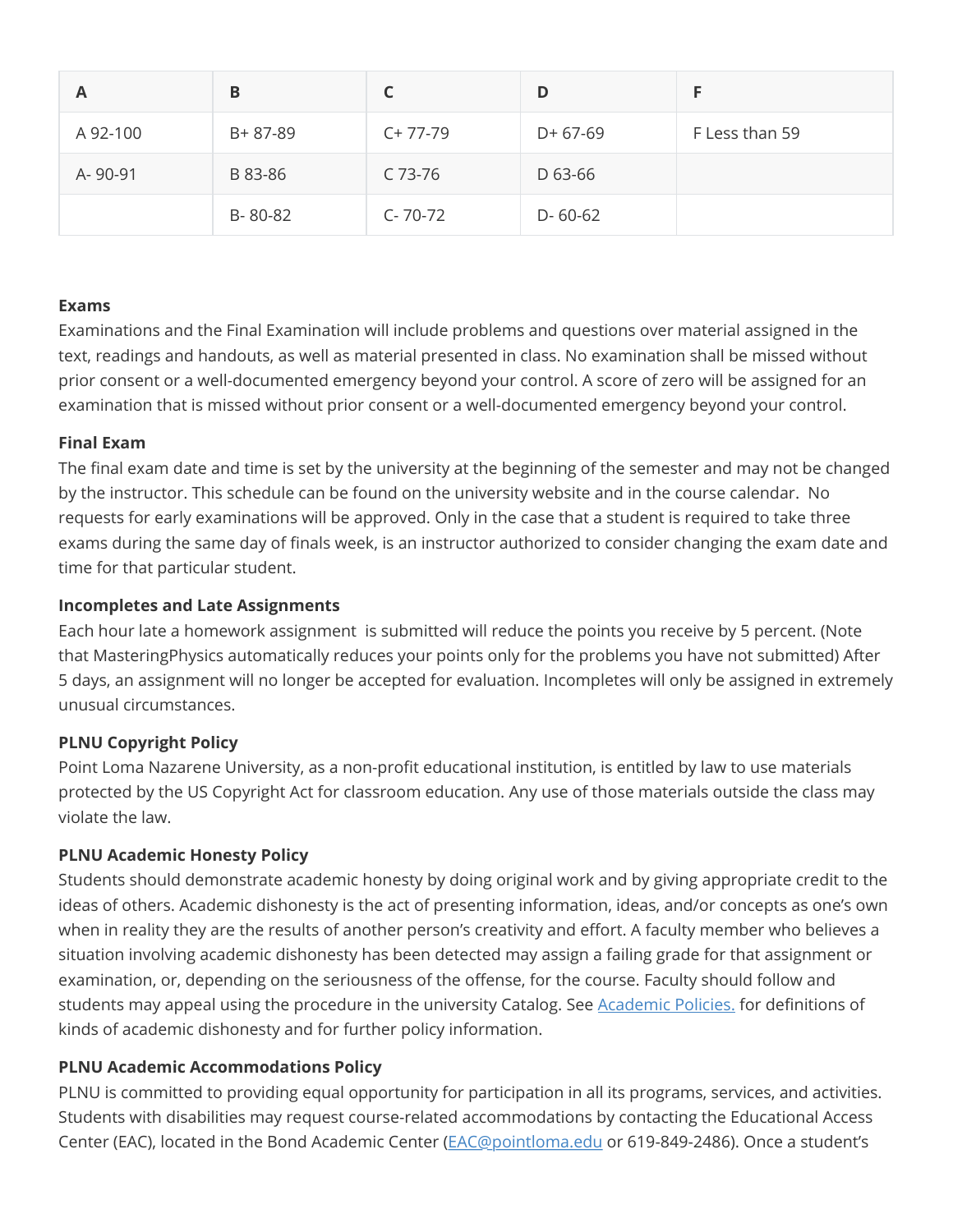| A | B | C | D | F |
|---|---|---|---|---|
| A 92-100 | B+ 87-89 | C+ 77-79 | D+ 67-69 | F Less than 59 |
| A- 90-91 | B 83-86 | C 73-76 | D 63-66 | |
| | B- 80-82 | C- 70-72 | D- 60-62 | |

**Exams**
Examinations and the Final Examination will include problems and questions over material assigned in the text, readings and handouts, as well as material presented in class. No examination shall be missed without prior consent or a well-documented emergency beyond your control. A score of zero will be assigned for an examination that is missed without prior consent or a well-documented emergency beyond your control.

**Final Exam**
The final exam date and time is set by the university at the beginning of the semester and may not be changed by the instructor. This schedule can be found on the university website and in the course calendar.  No requests for early examinations will be approved. Only in the case that a student is required to take three exams during the same day of finals week, is an instructor authorized to consider changing the exam date and time for that particular student.

**Incompletes and Late Assignments**
Each hour late a homework assignment  is submitted will reduce the points you receive by 5 percent. (Note that MasteringPhysics automatically reduces your points only for the problems you have not submitted) After 5 days, an assignment will no longer be accepted for evaluation. Incompletes will only be assigned in extremely unusual circumstances.

**PLNU Copyright Policy**
Point Loma Nazarene University, as a non-profit educational institution, is entitled by law to use materials protected by the US Copyright Act for classroom education. Any use of those materials outside the class may violate the law.

**PLNU Academic Honesty Policy**
Students should demonstrate academic honesty by doing original work and by giving appropriate credit to the ideas of others. Academic dishonesty is the act of presenting information, ideas, and/or concepts as one's own when in reality they are the results of another person's creativity and effort. A faculty member who believes a situation involving academic dishonesty has been detected may assign a failing grade for that assignment or examination, or, depending on the seriousness of the offense, for the course. Faculty should follow and students may appeal using the procedure in the university Catalog. See [Academic Policies.](#) for definitions of kinds of academic dishonesty and for further policy information.

**PLNU Academic Accommodations Policy**
PLNU is committed to providing equal opportunity for participation in all its programs, services, and activities. Students with disabilities may request course-related accommodations by contacting the Educational Access Center (EAC), located in the Bond Academic Center (EAC@pointloma.edu or 619-849-2486). Once a student's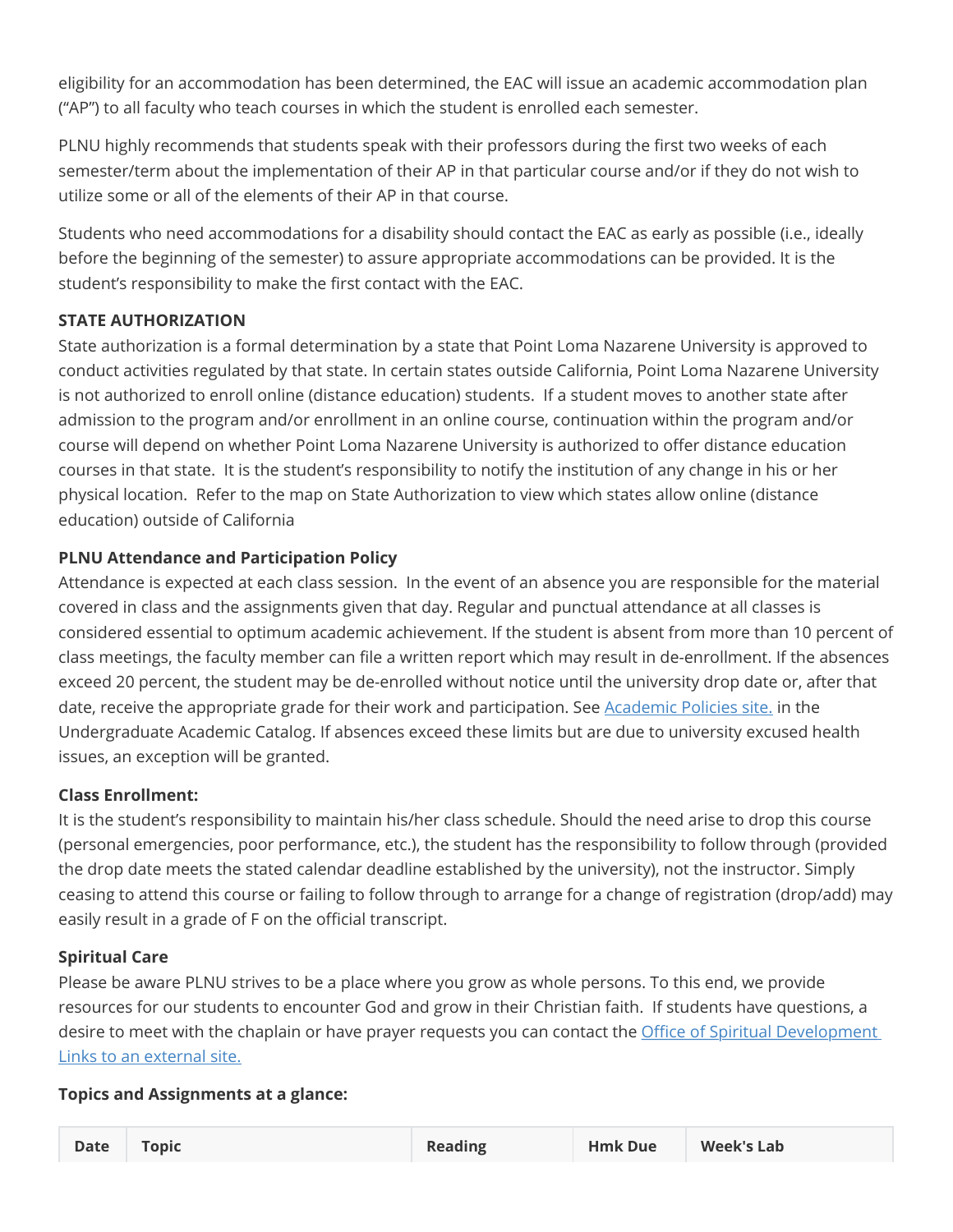eligibility for an accommodation has been determined, the EAC will issue an academic accommodation plan ("AP") to all faculty who teach courses in which the student is enrolled each semester.

PLNU highly recommends that students speak with their professors during the first two weeks of each semester/term about the implementation of their AP in that particular course and/or if they do not wish to utilize some or all of the elements of their AP in that course.

Students who need accommodations for a disability should contact the EAC as early as possible (i.e., ideally before the beginning of the semester) to assure appropriate accommodations can be provided. It is the student's responsibility to make the first contact with the EAC.

**STATE AUTHORIZATION**

State authorization is a formal determination by a state that Point Loma Nazarene University is approved to conduct activities regulated by that state. In certain states outside California, Point Loma Nazarene University is not authorized to enroll online (distance education) students. If a student moves to another state after admission to the program and/or enrollment in an online course, continuation within the program and/or course will depend on whether Point Loma Nazarene University is authorized to offer distance education courses in that state. It is the student's responsibility to notify the institution of any change in his or her physical location. Refer to the map on State Authorization to view which states allow online (distance education) outside of California

**PLNU Attendance and Participation Policy**

Attendance is expected at each class session. In the event of an absence you are responsible for the material covered in class and the assignments given that day. Regular and punctual attendance at all classes is considered essential to optimum academic achievement. If the student is absent from more than 10 percent of class meetings, the faculty member can file a written report which may result in de-enrollment. If the absences exceed 20 percent, the student may be de-enrolled without notice until the university drop date or, after that date, receive the appropriate grade for their work and participation. See [Academic Policies site.]() in the Undergraduate Academic Catalog. If absences exceed these limits but are due to university excused health issues, an exception will be granted.

**Class Enrollment:**

It is the student's responsibility to maintain his/her class schedule. Should the need arise to drop this course (personal emergencies, poor performance, etc.), the student has the responsibility to follow through (provided the drop date meets the stated calendar deadline established by the university), not the instructor. Simply ceasing to attend this course or failing to follow through to arrange for a change of registration (drop/add) may easily result in a grade of F on the official transcript.

**Spiritual Care**

Please be aware PLNU strives to be a place where you grow as whole persons. To this end, we provide resources for our students to encounter God and grow in their Christian faith. If students have questions, a desire to meet with the chaplain or have prayer requests you can contact the [Office of Spiritual Development Links to an external site.]()

**Topics and Assignments at a glance:**

| Date | Topic | Reading | Hmk Due | Week's Lab |
|---|---|---|---|---|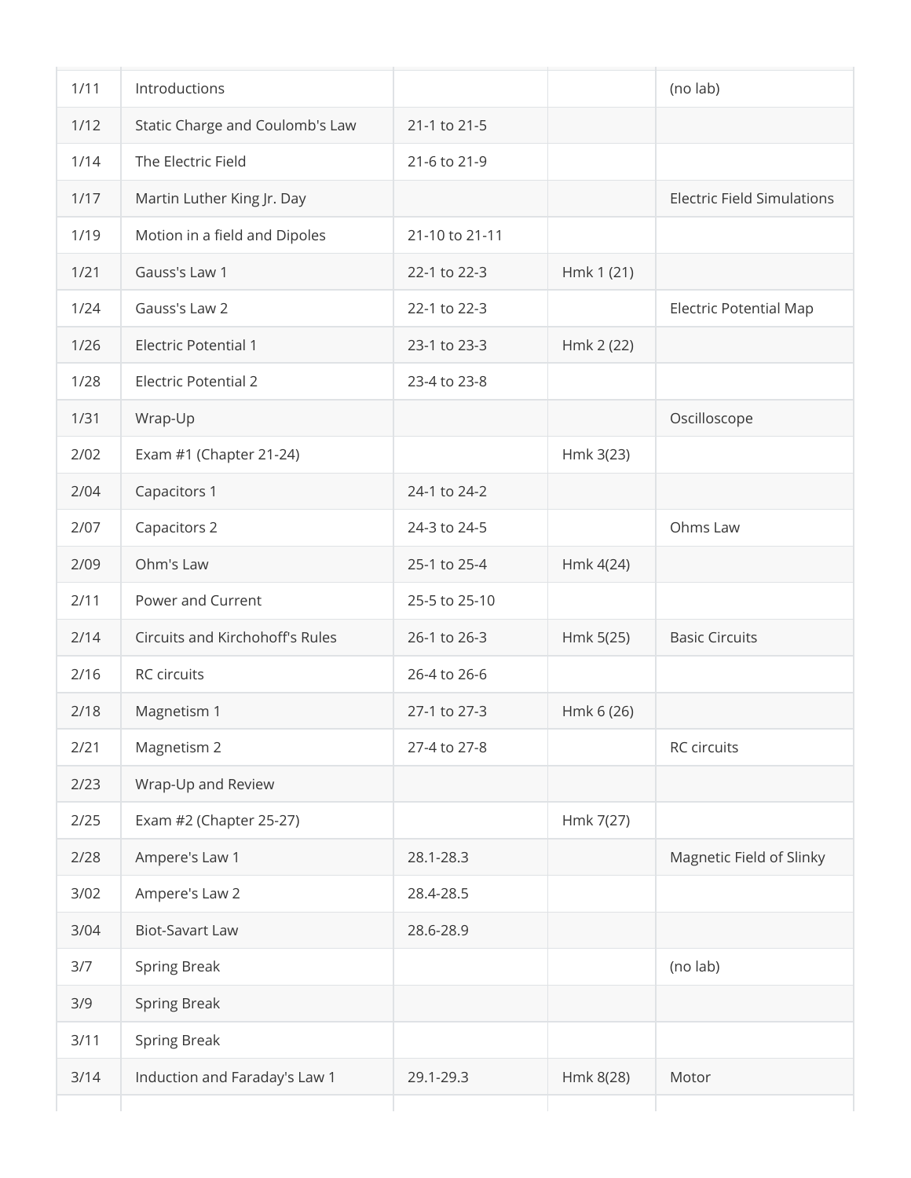| | | | | |
|---|---|---|---|---|
| 1/11 | Introductions | | | (no lab) |
| 1/12 | Static Charge and Coulomb's Law | 21-1 to 21-5 | | |
| 1/14 | The Electric Field | 21-6 to 21-9 | | |
| 1/17 | Martin Luther King Jr. Day | | | Electric Field Simulations |
| 1/19 | Motion in a field and Dipoles | 21-10 to 21-11 | | |
| 1/21 | Gauss's Law 1 | 22-1 to 22-3 | Hmk 1 (21) | |
| 1/24 | Gauss's Law 2 | 22-1 to 22-3 | | Electric Potential Map |
| 1/26 | Electric Potential 1 | 23-1 to 23-3 | Hmk 2 (22) | |
| 1/28 | Electric Potential 2 | 23-4 to 23-8 | | |
| 1/31 | Wrap-Up | | | Oscilloscope |
| 2/02 | Exam #1 (Chapter 21-24) | | Hmk 3(23) | |
| 2/04 | Capacitors 1 | 24-1 to 24-2 | | |
| 2/07 | Capacitors 2 | 24-3 to 24-5 | | Ohms Law |
| 2/09 | Ohm's Law | 25-1 to 25-4 | Hmk 4(24) | |
| 2/11 | Power and Current | 25-5 to 25-10 | | |
| 2/14 | Circuits and Kirchohoff's Rules | 26-1 to 26-3 | Hmk 5(25) | Basic Circuits |
| 2/16 | RC circuits | 26-4 to 26-6 | | |
| 2/18 | Magnetism 1 | 27-1 to 27-3 | Hmk 6 (26) | |
| 2/21 | Magnetism 2 | 27-4 to 27-8 | | RC circuits |
| 2/23 | Wrap-Up and Review | | | |
| 2/25 | Exam #2 (Chapter 25-27) | | Hmk 7(27) | |
| 2/28 | Ampere's Law 1 | 28.1-28.3 | | Magnetic Field of Slinky |
| 3/02 | Ampere's Law 2 | 28.4-28.5 | | |
| 3/04 | Biot-Savart Law | 28.6-28.9 | | |
| 3/7 | Spring Break | | | (no lab) |
| 3/9 | Spring Break | | | |
| 3/11 | Spring Break | | | |
| 3/14 | Induction and Faraday's Law 1 | 29.1-29.3 | Hmk 8(28) | Motor |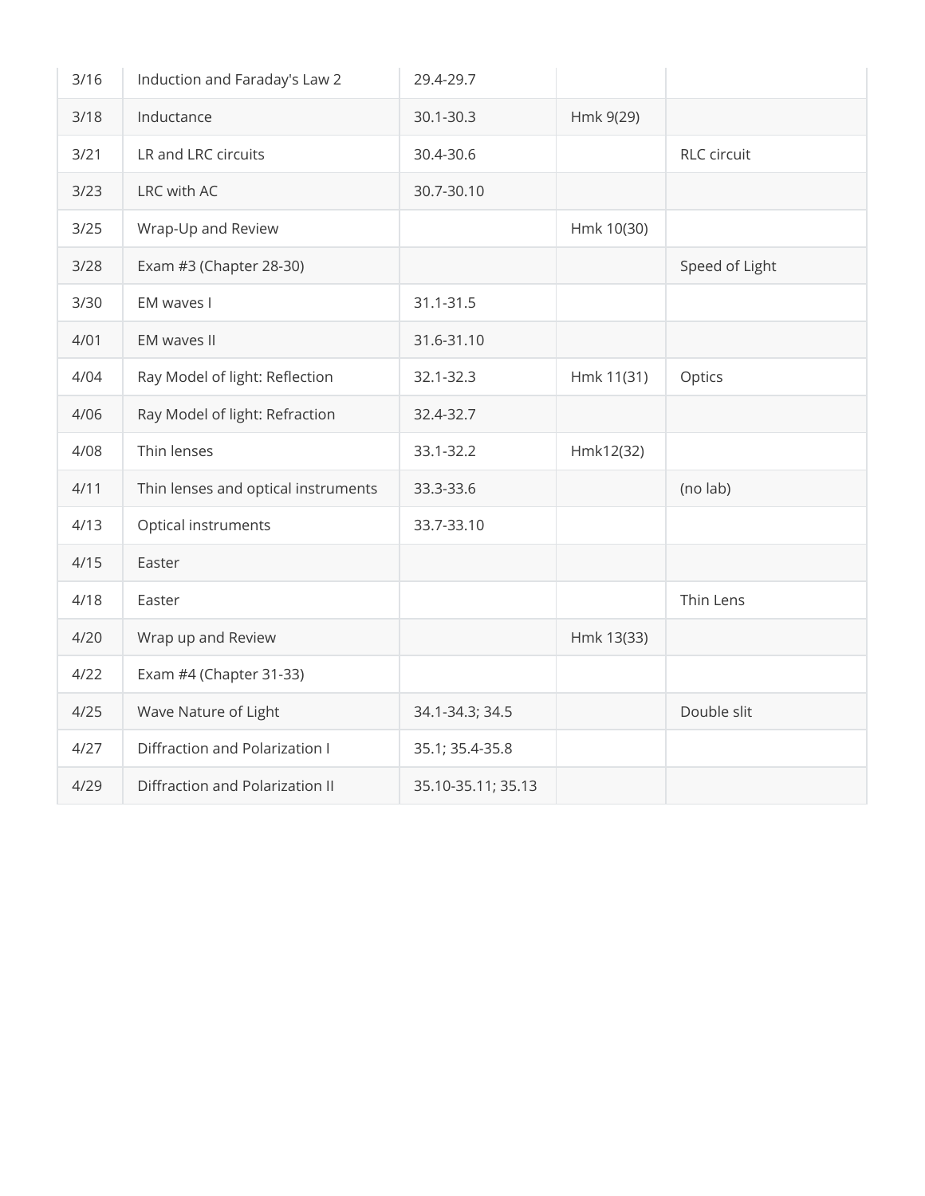| | | | | |
|---|---|---|---|---|
| 3/16 | Induction and Faraday's Law 2 | 29.4-29.7 | | |
| 3/18 | Inductance | 30.1-30.3 | Hmk 9(29) | |
| 3/21 | LR and LRC circuits | 30.4-30.6 | | RLC circuit |
| 3/23 | LRC with AC | 30.7-30.10 | | |
| 3/25 | Wrap-Up and Review | | Hmk 10(30) | |
| 3/28 | Exam #3 (Chapter 28-30) | | | Speed of Light |
| 3/30 | EM waves I | 31.1-31.5 | | |
| 4/01 | EM waves II | 31.6-31.10 | | |
| 4/04 | Ray Model of light: Reflection | 32.1-32.3 | Hmk 11(31) | Optics |
| 4/06 | Ray Model of light: Refraction | 32.4-32.7 | | |
| 4/08 | Thin lenses | 33.1-32.2 | Hmk12(32) | |
| 4/11 | Thin lenses and optical instruments | 33.3-33.6 | | (no lab) |
| 4/13 | Optical instruments | 33.7-33.10 | | |
| 4/15 | Easter | | | |
| 4/18 | Easter | | | Thin Lens |
| 4/20 | Wrap up and Review | | Hmk 13(33) | |
| 4/22 | Exam #4 (Chapter 31-33) | | | |
| 4/25 | Wave Nature of Light | 34.1-34.3; 34.5 | | Double slit |
| 4/27 | Diffraction and Polarization I | 35.1; 35.4-35.8 | | |
| 4/29 | Diffraction and Polarization II | 35.10-35.11; 35.13 | | |